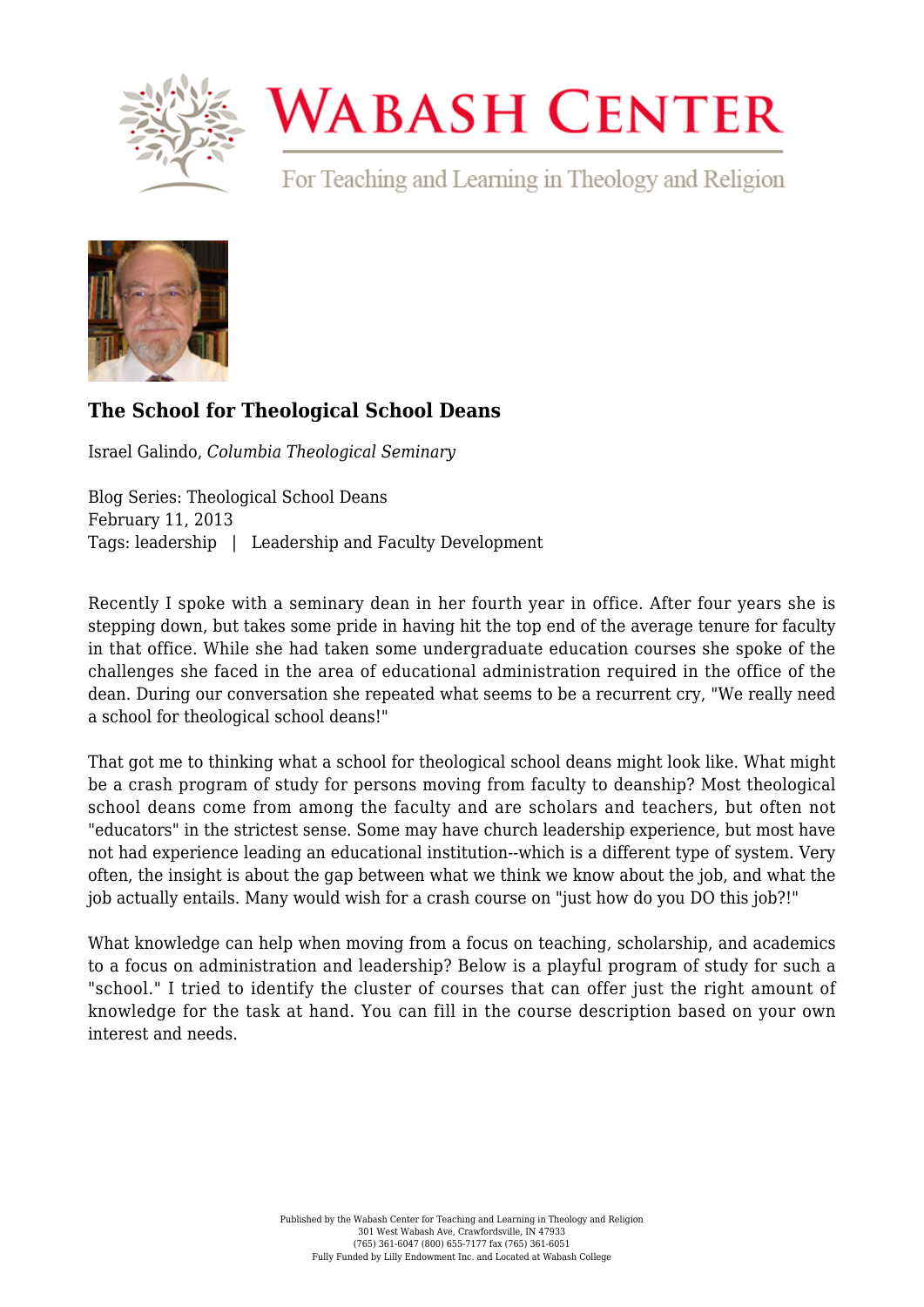# The School for Theological School Deans

Israel Galindo, *Columbia Theological Seminary*

Blog Series: Theological School Deans
February 11, 2013
Tags: leadership | Leadership and Faculty Development

Recently I spoke with a seminary dean in her fourth year in office. After four years she is stepping down, but takes some pride in having hit the top end of the average tenure for faculty in that office. While she had taken some undergraduate education courses she spoke of the challenges she faced in the area of educational administration required in the office of the dean. During our conversation she repeated what seems to be a recurrent cry, "We really need a school for theological school deans!"

That got me to thinking what a school for theological school deans might look like. What might be a crash program of study for persons moving from faculty to deanship? Most theological school deans come from among the faculty and are scholars and teachers, but often not "educators" in the strictest sense. Some may have church leadership experience, but most have not had experience leading an educational institution--which is a different type of system. Very often, the insight is about the gap between what we think we know about the job, and what the job actually entails. Many would wish for a crash course on "just how do you DO this job?!"

What knowledge can help when moving from a focus on teaching, scholarship, and academics to a focus on administration and leadership? Below is a playful program of study for such a "school." I tried to identify the cluster of courses that can offer just the right amount of knowledge for the task at hand. You can fill in the course description based on your own interest and needs.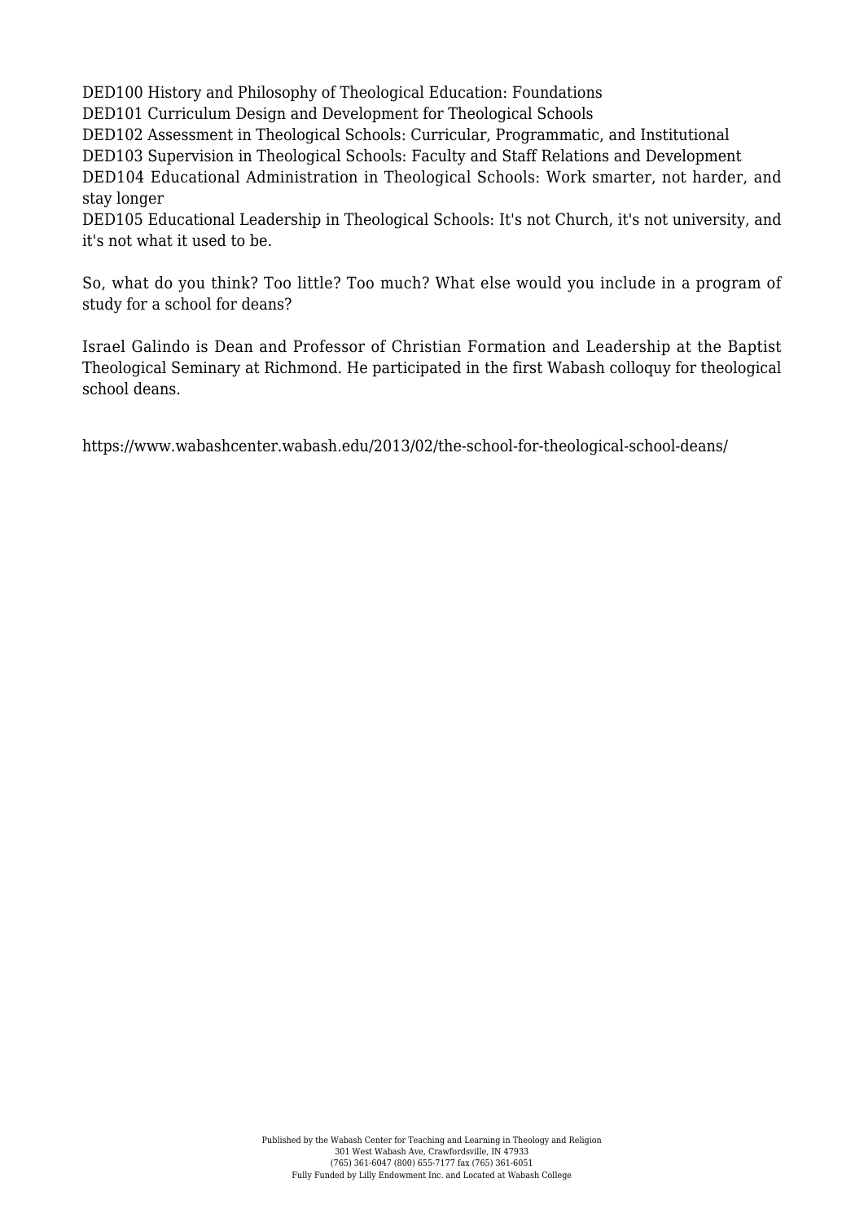DED100 History and Philosophy of Theological Education: Foundations
DED101 Curriculum Design and Development for Theological Schools
DED102 Assessment in Theological Schools: Curricular, Programmatic, and Institutional
DED103 Supervision in Theological Schools: Faculty and Staff Relations and Development
DED104 Educational Administration in Theological Schools: Work smarter, not harder, and stay longer
DED105 Educational Leadership in Theological Schools: It's not Church, it's not university, and it's not what it used to be.

So, what do you think? Too little? Too much? What else would you include in a program of study for a school for deans?

Israel Galindo is Dean and Professor of Christian Formation and Leadership at the Baptist Theological Seminary at Richmond. He participated in the first Wabash colloquy for theological school deans.

https://www.wabashcenter.wabash.edu/2013/02/the-school-for-theological-school-deans/